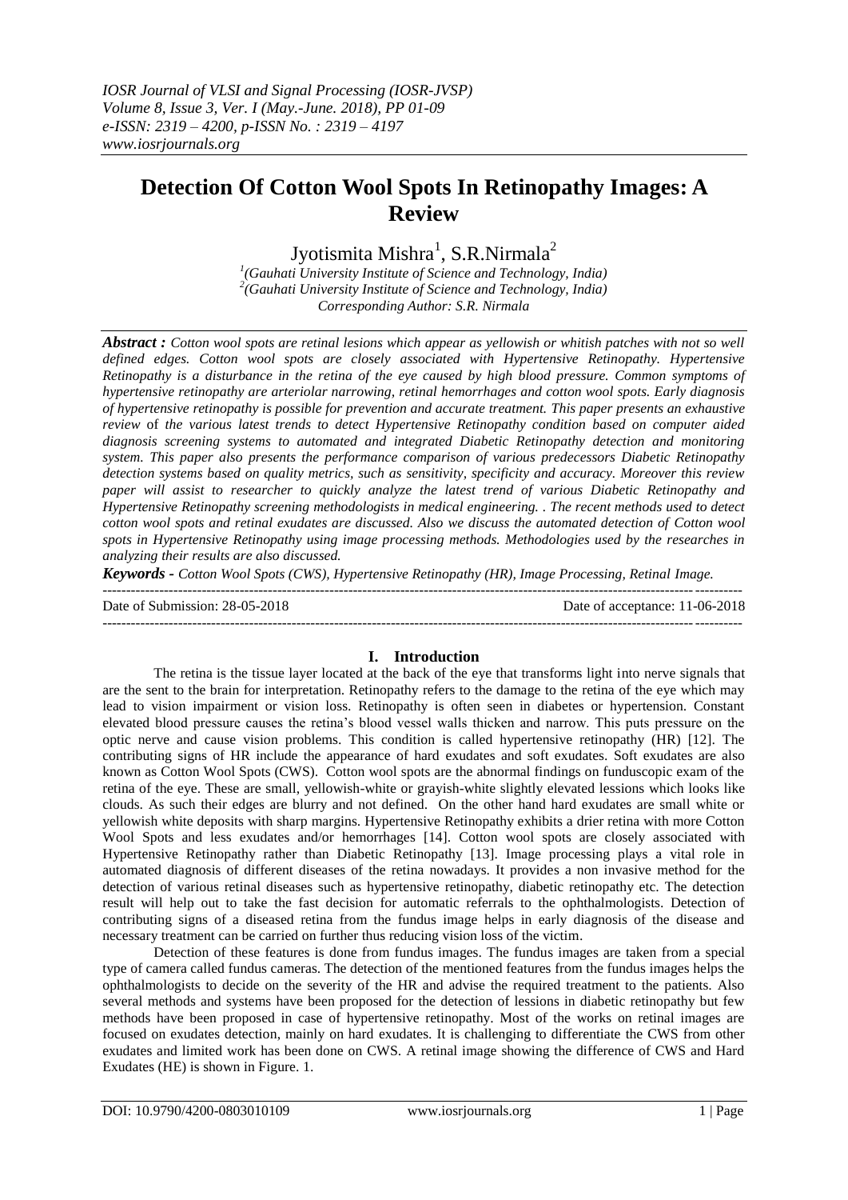# Detection Of Cotton Wool Spots In Retinopathy Images: A Review

Jyotismita Mishra[1], S.R.Nirmala[2]

[1](Gauhati University Institute of Science and Technology, India)
[2](Gauhati University Institute of Science and Technology, India)
Corresponding Author: S.R. Nirmala

***Abstract :*** *Cotton wool spots are retinal lesions which appear as yellowish or whitish patches with not so well defined edges. Cotton wool spots are closely associated with Hypertensive Retinopathy. Hypertensive Retinopathy is a disturbance in the retina of the eye caused by high blood pressure. Common symptoms of hypertensive retinopathy are arteriolar narrowing, retinal hemorrhages and cotton wool spots. Early diagnosis of hypertensive retinopathy is possible for prevention and accurate treatment. This paper presents an exhaustive review of the various latest trends to detect Hypertensive Retinopathy condition based on computer aided diagnosis screening systems to automated and integrated Diabetic Retinopathy detection and monitoring system. This paper also presents the performance comparison of various predecessors Diabetic Retinopathy detection systems based on quality metrics, such as sensitivity, specificity and accuracy. Moreover this review paper will assist to researcher to quickly analyze the latest trend of various Diabetic Retinopathy and Hypertensive Retinopathy screening methodologists in medical engineering. . The recent methods used to detect cotton wool spots and retinal exudates are discussed. Also we discuss the automated detection of Cotton wool spots in Hypertensive Retinopathy using image processing methods. Methodologies used by the researches in analyzing their results are also discussed.*

***Keywords -*** *Cotton Wool Spots (CWS), Hypertensive Retinopathy (HR), Image Processing, Retinal Image.*

Date of Submission: 28-05-2018 | Date of acceptance: 11-06-2018

## I. Introduction

The retina is the tissue layer located at the back of the eye that transforms light into nerve signals that are the sent to the brain for interpretation. Retinopathy refers to the damage to the retina of the eye which may lead to vision impairment or vision loss. Retinopathy is often seen in diabetes or hypertension. Constant elevated blood pressure causes the retina's blood vessel walls thicken and narrow. This puts pressure on the optic nerve and cause vision problems. This condition is called hypertensive retinopathy (HR) [12]. The contributing signs of HR include the appearance of hard exudates and soft exudates. Soft exudates are also known as Cotton Wool Spots (CWS). Cotton wool spots are the abnormal findings on funduscopic exam of the retina of the eye. These are small, yellowish-white or grayish-white slightly elevated lessions which looks like clouds. As such their edges are blurry and not defined. On the other hand hard exudates are small white or yellowish white deposits with sharp margins. Hypertensive Retinopathy exhibits a drier retina with more Cotton Wool Spots and less exudates and/or hemorrhages [14]. Cotton wool spots are closely associated with Hypertensive Retinopathy rather than Diabetic Retinopathy [13]. Image processing plays a vital role in automated diagnosis of different diseases of the retina nowadays. It provides a non invasive method for the detection of various retinal diseases such as hypertensive retinopathy, diabetic retinopathy etc. The detection result will help out to take the fast decision for automatic referrals to the ophthalmologists. Detection of contributing signs of a diseased retina from the fundus image helps in early diagnosis of the disease and necessary treatment can be carried on further thus reducing vision loss of the victim.

Detection of these features is done from fundus images. The fundus images are taken from a special type of camera called fundus cameras. The detection of the mentioned features from the fundus images helps the ophthalmologists to decide on the severity of the HR and advise the required treatment to the patients. Also several methods and systems have been proposed for the detection of lessions in diabetic retinopathy but few methods have been proposed in case of hypertensive retinopathy. Most of the works on retinal images are focused on exudates detection, mainly on hard exudates. It is challenging to differentiate the CWS from other exudates and limited work has been done on CWS. A retinal image showing the difference of CWS and Hard Exudates (HE) is shown in Figure. 1.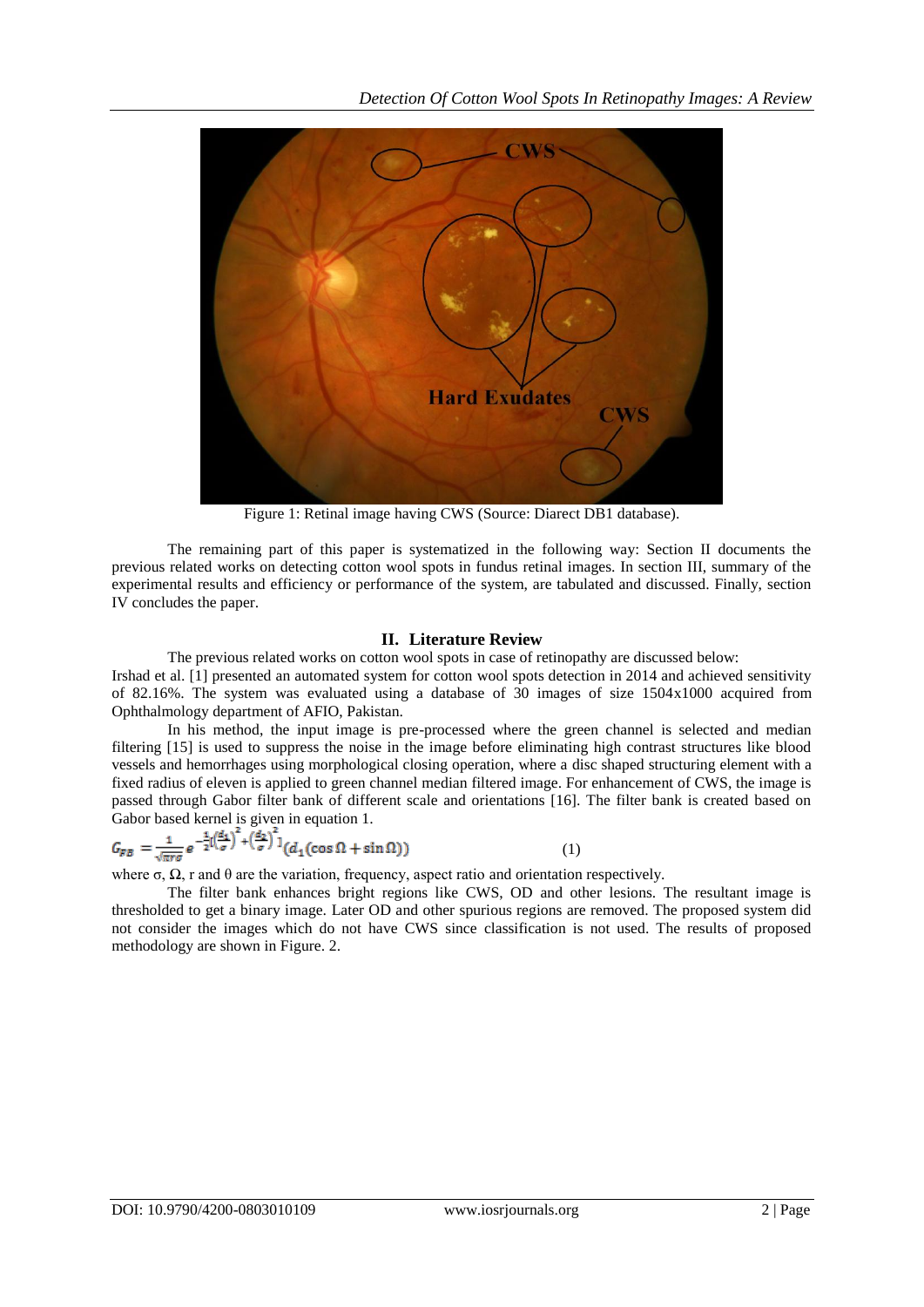Figure 1: Retinal image having CWS (Source: Diarect DB1 database).

The remaining part of this paper is systematized in the following way: Section II documents the previous related works on detecting cotton wool spots in fundus retinal images. In section III, summary of the experimental results and efficiency or performance of the system, are tabulated and discussed. Finally, section IV concludes the paper.

## II. Literature Review

The previous related works on cotton wool spots in case of retinopathy are discussed below:

Irshad et al. [1] presented an automated system for cotton wool spots detection in 2014 and achieved sensitivity of 82.16%. The system was evaluated using a database of 30 images of size 1504x1000 acquired from Ophthalmology department of AFIO, Pakistan.

In his method, the input image is pre-processed where the green channel is selected and median filtering [15] is used to suppress the noise in the image before eliminating high contrast structures like blood vessels and hemorrhages using morphological closing operation, where a disc shaped structuring element with a fixed radius of eleven is applied to green channel median filtered image. For enhancement of CWS, the image is passed through Gabor filter bank of different scale and orientations [16]. The filter bank is created based on Gabor based kernel is given in equation 1.

$$G_{FB} = \frac{1}{\sqrt{\pi r \sigma}} e^{-\frac{1}{2}[(\frac{d_1}{\sigma})^2 + (\frac{d_2}{\sigma})^2]} (d_1(\cos\Omega + \sin\Omega)) \quad (1)$$

where σ, Ω, r and θ are the variation, frequency, aspect ratio and orientation respectively.

The filter bank enhances bright regions like CWS, OD and other lesions. The resultant image is thresholded to get a binary image. Later OD and other spurious regions are removed. The proposed system did not consider the images which do not have CWS since classification is not used. The results of proposed methodology are shown in Figure. 2.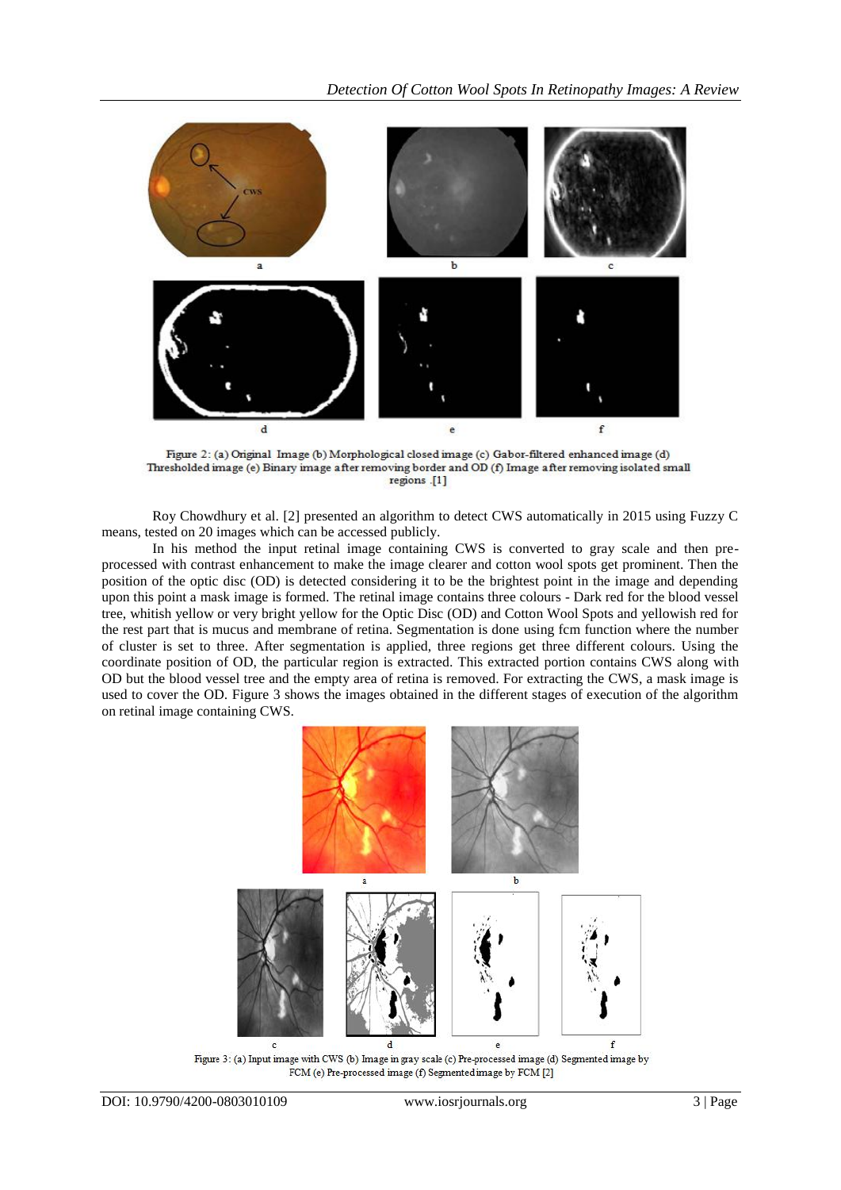Figure 2: (a) Original Image (b) Morphological closed image (c) Gabor-filtered enhanced image (d) Thresholded image (e) Binary image after removing border and OD (f) Image after removing isolated small regions .[1]

Roy Chowdhury et al. [2] presented an algorithm to detect CWS automatically in 2015 using Fuzzy C means, tested on 20 images which can be accessed publicly.

In his method the input retinal image containing CWS is converted to gray scale and then pre-processed with contrast enhancement to make the image clearer and cotton wool spots get prominent. Then the position of the optic disc (OD) is detected considering it to be the brightest point in the image and depending upon this point a mask image is formed. The retinal image contains three colours - Dark red for the blood vessel tree, whitish yellow or very bright yellow for the Optic Disc (OD) and Cotton Wool Spots and yellowish red for the rest part that is mucus and membrane of retina. Segmentation is done using fcm function where the number of cluster is set to three. After segmentation is applied, three regions get three different colours. Using the coordinate position of OD, the particular region is extracted. This extracted portion contains CWS along with OD but the blood vessel tree and the empty area of retina is removed. For extracting the CWS, a mask image is used to cover the OD. Figure 3 shows the images obtained in the different stages of execution of the algorithm on retinal image containing CWS.

Figure 3: (a) Input image with CWS (b) Image in gray scale (c) Pre-processed image (d) Segmented image by FCM (e) Pre-processed image (f) Segmented image by FCM [2]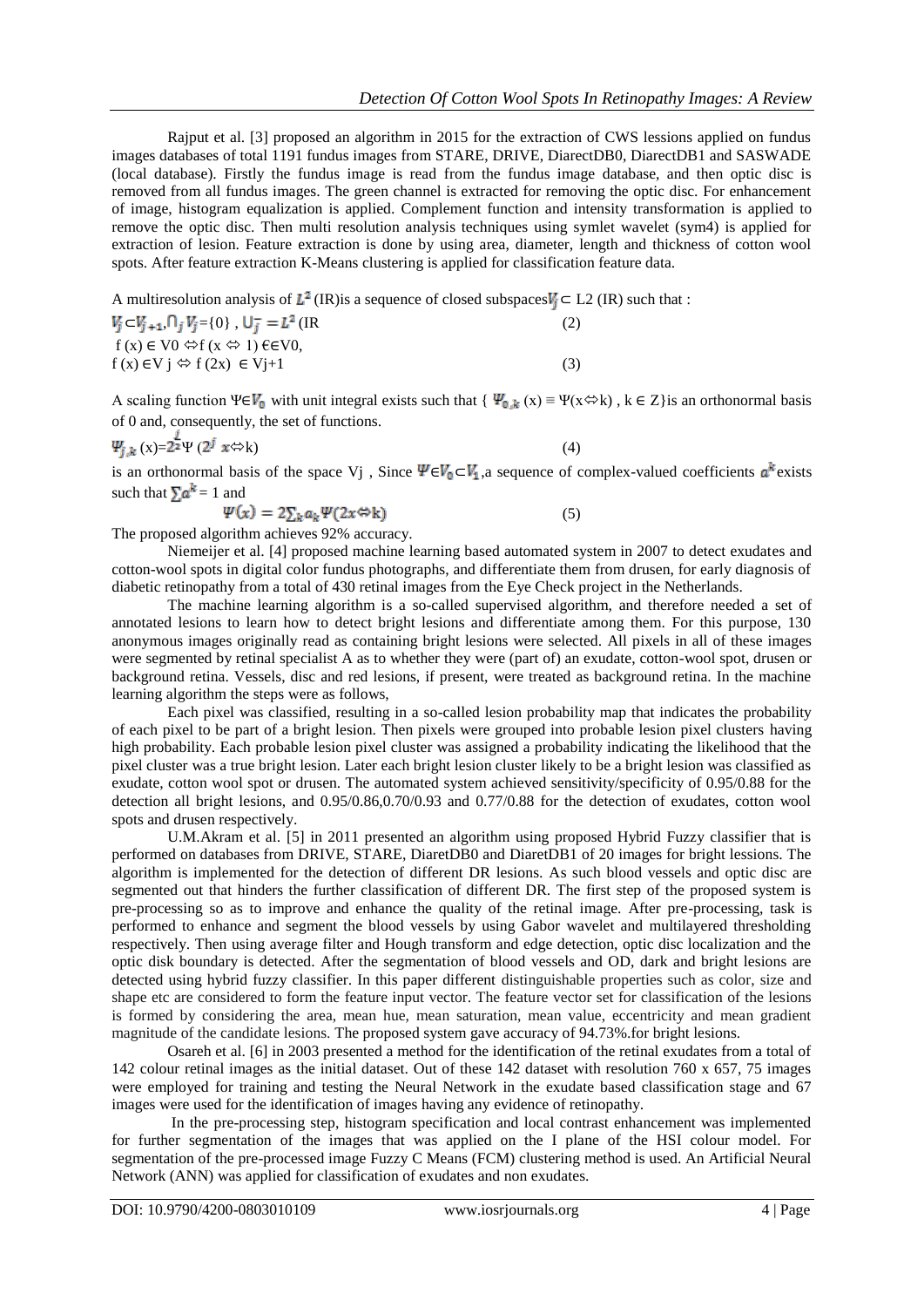Rajput et al. [3] proposed an algorithm in 2015 for the extraction of CWS lessions applied on fundus images databases of total 1191 fundus images from STARE, DRIVE, DiarectDB0, DiarectDB1 and SASWADE (local database). Firstly the fundus image is read from the fundus image database, and then optic disc is removed from all fundus images. The green channel is extracted for removing the optic disc. For enhancement of image, histogram equalization is applied. Complement function and intensity transformation is applied to remove the optic disc. Then multi resolution analysis techniques using symlet wavelet (sym4) is applied for extraction of lesion. Feature extraction is done by using area, diameter, length and thickness of cotton wool spots. After feature extraction K-Means clustering is applied for classification feature data.

A multiresolution analysis of $L^2$ (IR)is a sequence of closed subspaces $V_j \subset L2$ (IR) such that :

$$V_j \subset V_{j+1}, \bigcap_j V_j = \{0\}, \bigcup_j^{-} = L^2 (\text{IR} \quad (2)$$

$$f(x) \in V0 \Leftrightarrow f(x \Leftrightarrow 1) \in V0,$$

$$f(x) \in V_j \Leftrightarrow f(2x) \in V_{j+1} \quad (3)$$

A scaling function $\Psi \in V_0$ with unit integral exists such that $\{ \Psi_{0,k}(x) \equiv \Psi(x \Leftrightarrow k), k \in Z\}$ is an orthonormal basis of 0 and, consequently, the set of functions.

$$\Psi_{j,k}(x) = 2^{\frac{j}{2}} \Psi(2^j x \Leftrightarrow k) \quad (4)$$

is an orthonormal basis of the space Vj , Since $\Psi \in V_0 \subset V_1$,a sequence of complex-valued coefficients $a^k$ exists such that $\sum a^k = 1$ and

$$\Psi(x) = 2\sum_k a_k \Psi(2x \Leftrightarrow k) \quad (5)$$

The proposed algorithm achieves 92% accuracy.

Niemeijer et al. [4] proposed machine learning based automated system in 2007 to detect exudates and cotton-wool spots in digital color fundus photographs, and differentiate them from drusen, for early diagnosis of diabetic retinopathy from a total of 430 retinal images from the Eye Check project in the Netherlands.

The machine learning algorithm is a so-called supervised algorithm, and therefore needed a set of annotated lesions to learn how to detect bright lesions and differentiate among them. For this purpose, 130 anonymous images originally read as containing bright lesions were selected. All pixels in all of these images were segmented by retinal specialist A as to whether they were (part of) an exudate, cotton-wool spot, drusen or background retina. Vessels, disc and red lesions, if present, were treated as background retina. In the machine learning algorithm the steps were as follows,

Each pixel was classified, resulting in a so-called lesion probability map that indicates the probability of each pixel to be part of a bright lesion. Then pixels were grouped into probable lesion pixel clusters having high probability. Each probable lesion pixel cluster was assigned a probability indicating the likelihood that the pixel cluster was a true bright lesion. Later each bright lesion cluster likely to be a bright lesion was classified as exudate, cotton wool spot or drusen. The automated system achieved sensitivity/specificity of 0.95/0.88 for the detection all bright lesions, and 0.95/0.86,0.70/0.93 and 0.77/0.88 for the detection of exudates, cotton wool spots and drusen respectively.

U.M.Akram et al. [5] in 2011 presented an algorithm using proposed Hybrid Fuzzy classifier that is performed on databases from DRIVE, STARE, DiaretDB0 and DiaretDB1 of 20 images for bright lessions. The algorithm is implemented for the detection of different DR lesions. As such blood vessels and optic disc are segmented out that hinders the further classification of different DR. The first step of the proposed system is pre-processing so as to improve and enhance the quality of the retinal image. After pre-processing, task is performed to enhance and segment the blood vessels by using Gabor wavelet and multilayered thresholding respectively. Then using average filter and Hough transform and edge detection, optic disc localization and the optic disk boundary is detected. After the segmentation of blood vessels and OD, dark and bright lesions are detected using hybrid fuzzy classifier. In this paper different distinguishable properties such as color, size and shape etc are considered to form the feature input vector. The feature vector set for classification of the lesions is formed by considering the area, mean hue, mean saturation, mean value, eccentricity and mean gradient magnitude of the candidate lesions. The proposed system gave accuracy of 94.73%.for bright lesions.

Osareh et al. [6] in 2003 presented a method for the identification of the retinal exudates from a total of 142 colour retinal images as the initial dataset. Out of these 142 dataset with resolution 760 x 657, 75 images were employed for training and testing the Neural Network in the exudate based classification stage and 67 images were used for the identification of images having any evidence of retinopathy.

In the pre-processing step, histogram specification and local contrast enhancement was implemented for further segmentation of the images that was applied on the I plane of the HSI colour model. For segmentation of the pre-processed image Fuzzy C Means (FCM) clustering method is used. An Artificial Neural Network (ANN) was applied for classification of exudates and non exudates.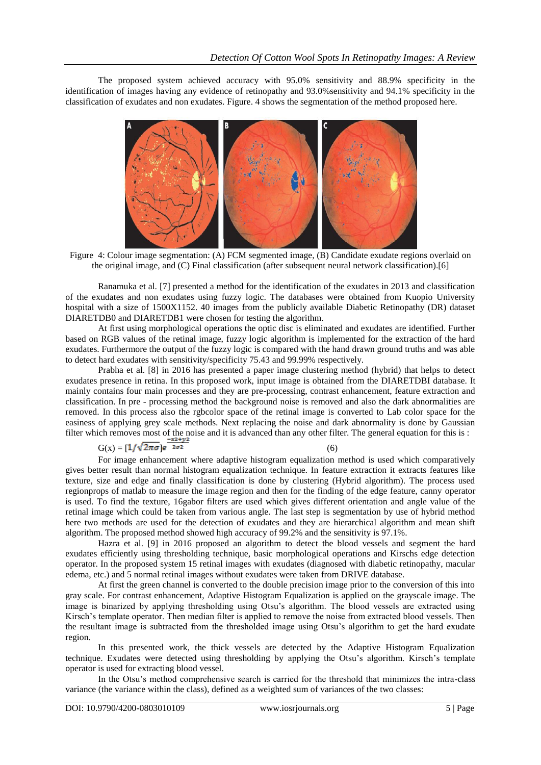The proposed system achieved accuracy with 95.0% sensitivity and 88.9% specificity in the identification of images having any evidence of retinopathy and 93.0%sensitivity and 94.1% specificity in the classification of exudates and non exudates. Figure. 4 shows the segmentation of the method proposed here.

Figure 4: Colour image segmentation: (A) FCM segmented image, (B) Candidate exudate regions overlaid on the original image, and (C) Final classification (after subsequent neural network classification).[6]

Ranamuka et al. [7] presented a method for the identification of the exudates in 2013 and classification of the exudates and non exudates using fuzzy logic. The databases were obtained from Kuopio University hospital with a size of 1500X1152. 40 images from the publicly available Diabetic Retinopathy (DR) dataset DIARETDB0 and DIARETDB1 were chosen for testing the algorithm.

At first using morphological operations the optic disc is eliminated and exudates are identified. Further based on RGB values of the retinal image, fuzzy logic algorithm is implemented for the extraction of the hard exudates. Furthermore the output of the fuzzy logic is compared with the hand drawn ground truths and was able to detect hard exudates with sensitivity/specificity 75.43 and 99.99% respectively.

Prabha et al. [8] in 2016 has presented a paper image clustering method (hybrid) that helps to detect exudates presence in retina. In this proposed work, input image is obtained from the DIARETDBI database. It mainly contains four main processes and they are pre-processing, contrast enhancement, feature extraction and classification. In pre - processing method the background noise is removed and also the dark abnormalities are removed. In this process also the rgbcolor space of the retinal image is converted to Lab color space for the easiness of applying grey scale methods. Next replacing the noise and dark abnormality is done by Gaussian filter which removes most of the noise and it is advanced than any other filter. The general equation for this is :

$$G(x) = [1/\sqrt{2\pi\sigma}]e^{\frac{-x2+y2}{2\sigma 2}} \qquad (6)$$

For image enhancement where adaptive histogram equalization method is used which comparatively gives better result than normal histogram equalization technique. In feature extraction it extracts features like texture, size and edge and finally classification is done by clustering (Hybrid algorithm). The process used regionprops of matlab to measure the image region and then for the finding of the edge feature, canny operator is used. To find the texture, 16gabor filters are used which gives different orientation and angle value of the retinal image which could be taken from various angle. The last step is segmentation by use of hybrid method here two methods are used for the detection of exudates and they are hierarchical algorithm and mean shift algorithm. The proposed method showed high accuracy of 99.2% and the sensitivity is 97.1%.

Hazra et al. [9] in 2016 proposed an algorithm to detect the blood vessels and segment the hard exudates efficiently using thresholding technique, basic morphological operations and Kirschs edge detection operator. In the proposed system 15 retinal images with exudates (diagnosed with diabetic retinopathy, macular edema, etc.) and 5 normal retinal images without exudates were taken from DRIVE database.

At first the green channel is converted to the double precision image prior to the conversion of this into gray scale. For contrast enhancement, Adaptive Histogram Equalization is applied on the grayscale image. The image is binarized by applying thresholding using Otsu's algorithm. The blood vessels are extracted using Kirsch's template operator. Then median filter is applied to remove the noise from extracted blood vessels. Then the resultant image is subtracted from the thresholded image using Otsu's algorithm to get the hard exudate region.

In this presented work, the thick vessels are detected by the Adaptive Histogram Equalization technique. Exudates were detected using thresholding by applying the Otsu's algorithm. Kirsch's template operator is used for extracting blood vessel.

In the Otsu's method comprehensive search is carried for the threshold that minimizes the intra-class variance (the variance within the class), defined as a weighted sum of variances of the two classes: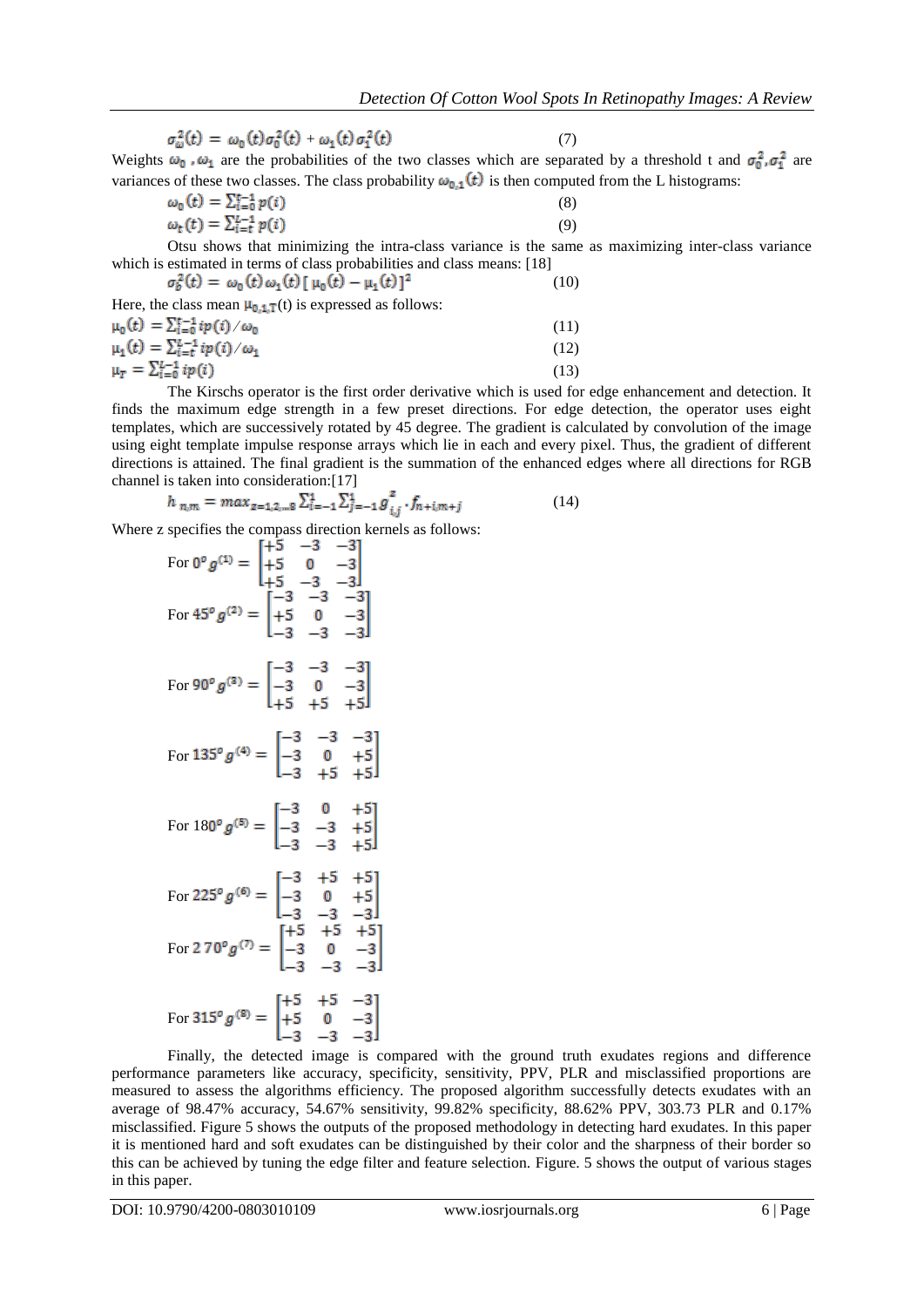$$\sigma_{\omega}^{2}(t) = \omega_0(t)\sigma_0^2(t) + \omega_1(t)\sigma_1^2(t) \tag{7}$$

Weights $\omega_0$ , $\omega_1$ are the probabilities of the two classes which are separated by a threshold t and $\sigma_0^2, \sigma_1^2$ are variances of these two classes. The class probability $\omega_{0,1}(t)$ is then computed from the L histograms:

$$\omega_0(t) = \sum_{i=0}^{t-1} p(i) \tag{8}$$

$$\omega_t(t) = \sum_{i=t}^{L-1} p(i) \tag{9}$$

Otsu shows that minimizing the intra-class variance is the same as maximizing inter-class variance which is estimated in terms of class probabilities and class means: [18]

$$\sigma_b^2(t) = \omega_0(t)\,\omega_1(t)\,[\,\mu_0(t) - \mu_1(t)\,]^2 \tag{10}$$

Here, the class mean $\mu_{0,1,T}(t)$ is expressed as follows:

$$\mu_0(t) = \sum_{i=0}^{t-1} ip(i)/\omega_0 \tag{11}$$

$$\mu_1(t) = \sum_{i=t}^{L-1} ip(i)/\omega_1 \tag{12}$$

$$\mu_T = \sum_{i=0}^{L-1} ip(i) \tag{13}$$

The Kirschs operator is the first order derivative which is used for edge enhancement and detection. It finds the maximum edge strength in a few preset directions. For edge detection, the operator uses eight templates, which are successively rotated by 45 degree. The gradient is calculated by convolution of the image using eight template impulse response arrays which lie in each and every pixel. Thus, the gradient of different directions is attained. The final gradient is the summation of the enhanced edges where all directions for RGB channel is taken into consideration:[17]

$$h_{n,m} = max_{z=1,2,\ldots 8} \sum_{i=-1}^{1} \sum_{j=-1}^{1} g_{i,j}^{z} \cdot f_{n+i,m+j} \tag{14}$$

Where z specifies the compass direction kernels as follows:

For $0^o$ $g^{(1)} = \begin{bmatrix} +5 & -3 & -3 \\ +5 & 0 & -3 \\ +5 & -3 & -3 \end{bmatrix}$

For $45^o$ $g^{(2)} = \begin{bmatrix} -3 & -3 & -3 \\ +5 & 0 & -3 \\ -3 & -3 & -3 \end{bmatrix}$

For $90^o$ $g^{(3)} = \begin{bmatrix} -3 & -3 & -3 \\ -3 & 0 & -3 \\ +5 & +5 & +5 \end{bmatrix}$

For $135^o$ $g^{(4)} = \begin{bmatrix} -3 & -3 & -3 \\ -3 & 0 & +5 \\ -3 & +5 & +5 \end{bmatrix}$

For $180^o$ $g^{(5)} = \begin{bmatrix} -3 & 0 & +5 \\ -3 & -3 & +5 \\ -3 & -3 & +5 \end{bmatrix}$

For $225^o$ $g^{(6)} = \begin{bmatrix} -3 & +5 & +5 \\ -3 & 0 & +5 \\ -3 & -3 & -3 \end{bmatrix}$

For $270^o$ $g^{(7)} = \begin{bmatrix} +5 & +5 & +5 \\ -3 & 0 & -3 \\ -3 & -3 & -3 \end{bmatrix}$

For $315^o$ $g^{(8)} = \begin{bmatrix} +5 & +5 & -3 \\ +5 & 0 & -3 \\ -3 & -3 & -3 \end{bmatrix}$

Finally, the detected image is compared with the ground truth exudates regions and difference performance parameters like accuracy, specificity, sensitivity, PPV, PLR and misclassified proportions are measured to assess the algorithms efficiency. The proposed algorithm successfully detects exudates with an average of 98.47% accuracy, 54.67% sensitivity, 99.82% specificity, 88.62% PPV, 303.73 PLR and 0.17% misclassified. Figure 5 shows the outputs of the proposed methodology in detecting hard exudates. In this paper it is mentioned hard and soft exudates can be distinguished by their color and the sharpness of their border so this can be achieved by tuning the edge filter and feature selection. Figure. 5 shows the output of various stages in this paper.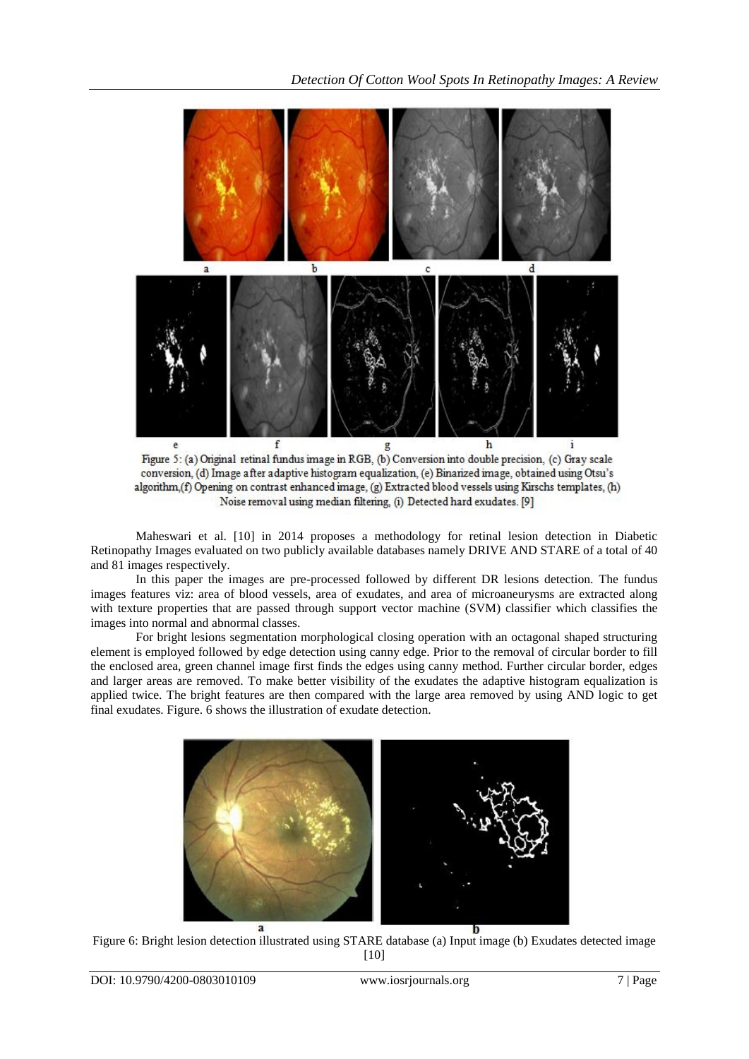Figure 5: (a) Original retinal fundus image in RGB, (b) Conversion into double precision, (c) Gray scale conversion, (d) Image after adaptive histogram equalization, (e) Binarized image, obtained using Otsu's algorithm,(f) Opening on contrast enhanced image, (g) Extracted blood vessels using Kirschs templates, (h) Noise removal using median filtering, (i) Detected hard exudates. [9]

Maheswari et al. [10] in 2014 proposes a methodology for retinal lesion detection in Diabetic Retinopathy Images evaluated on two publicly available databases namely DRIVE AND STARE of a total of 40 and 81 images respectively.

In this paper the images are pre-processed followed by different DR lesions detection. The fundus images features viz: area of blood vessels, area of exudates, and area of microaneurysms are extracted along with texture properties that are passed through support vector machine (SVM) classifier which classifies the images into normal and abnormal classes.

For bright lesions segmentation morphological closing operation with an octagonal shaped structuring element is employed followed by edge detection using canny edge. Prior to the removal of circular border to fill the enclosed area, green channel image first finds the edges using canny method. Further circular border, edges and larger areas are removed. To make better visibility of the exudates the adaptive histogram equalization is applied twice. The bright features are then compared with the large area removed by using AND logic to get final exudates. Figure. 6 shows the illustration of exudate detection.

Figure 6: Bright lesion detection illustrated using STARE database (a) Input image (b) Exudates detected image [10]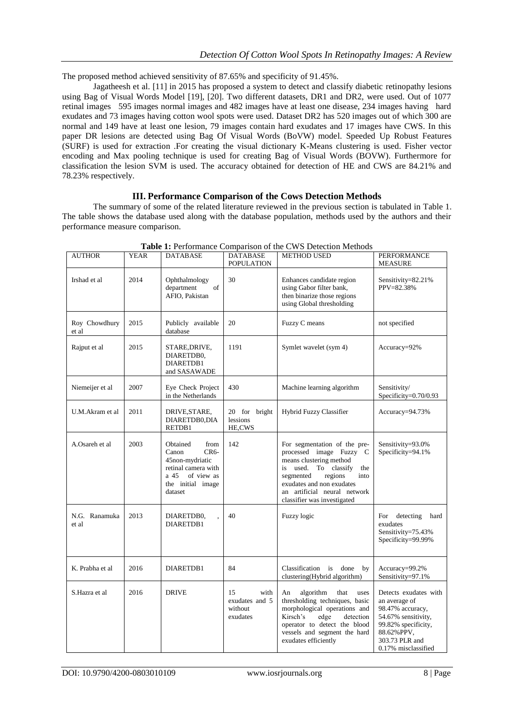The proposed method achieved sensitivity of 87.65% and specificity of 91.45%.

Jagatheesh et al. [11] in 2015 has proposed a system to detect and classify diabetic retinopathy lesions using Bag of Visual Words Model [19], [20]. Two different datasets, DR1 and DR2, were used. Out of 1077 retinal images 595 images normal images and 482 images have at least one disease, 234 images having hard exudates and 73 images having cotton wool spots were used. Dataset DR2 has 520 images out of which 300 are normal and 149 have at least one lesion, 79 images contain hard exudates and 17 images have CWS. In this paper DR lesions are detected using Bag Of Visual Words (BoVW) model. Speeded Up Robust Features (SURF) is used for extraction .For creating the visual dictionary K-Means clustering is used. Fisher vector encoding and Max pooling technique is used for creating Bag of Visual Words (BOVW). Furthermore for classification the lesion SVM is used. The accuracy obtained for detection of HE and CWS are 84.21% and 78.23% respectively.

## III. Performance Comparison of the Cows Detection Methods

The summary of some of the related literature reviewed in the previous section is tabulated in Table 1. The table shows the database used along with the database population, methods used by the authors and their performance measure comparison.

**Table 1:** Performance Comparison of the CWS Detection Methods

| AUTHOR | YEAR | DATABASE | DATABASE POPULATION | METHOD USED | PERFORMANCE MEASURE |
|---|---|---|---|---|---|
| Irshad et al | 2014 | Ophthalmology department of AFIO, Pakistan | 30 | Enhances candidate region using Gabor filter bank, then binarize those regions using Global thresholding | Sensitivity=82.21% PPV=82.38% |
| Roy Chowdhury et al | 2015 | Publicly available database | 20 | Fuzzy C means | not specified |
| Rajput et al | 2015 | STARE,DRIVE, DIARETDB0, DIARETDB1 and SASAWADE | 1191 | Symlet wavelet (sym 4) | Accuracy=92% |
| Niemeijer et al | 2007 | Eye Check Project in the Netherlands | 430 | Machine learning algorithm | Sensitivity/ Specificity=0.70/0.93 |
| U.M.Akram et al | 2011 | DRIVE,STARE, DIARETDB0,DIARETDB1 | 20 for bright lessions HE,CWS | Hybrid Fuzzy Classifier | Accuracy=94.73% |
| A.Osareh et al | 2003 | Obtained from Canon CR6-45non-mydriatic retinal camera with a 45 of view as the initial image dataset | 142 | For segmentation of the pre-processed image Fuzzy C means clustering method is used. To classify the segmented regions into exudates and non exudates an artificial neural network classifier was investigated | Sensitivity=93.0% Specificity=94.1% |
| N.G. Ranamuka et al | 2013 | DIARETDB0, , DIARETDB1 | 40 | Fuzzy logic | For detecting hard exudates Sensitivity=75.43% Specificity=99.99% |
| K. Prabha et al | 2016 | DIARETDB1 | 84 | Classification is done by clustering(Hybrid algorithm) | Accuracy=99.2% Sensitivity=97.1% |
| S.Hazra et al | 2016 | DRIVE | 15 with exudates and 5 without exudates | An algorithm that uses thresholding techniques, basic morphological operations and Kirsch's edge detection operator to detect the blood vessels and segment the hard exudates efficiently | Detects exudates with an average of 98.47% accuracy, 54.67% sensitivity, 99.82% specificity, 88.62%PPV, 303.73 PLR and 0.17% misclassified |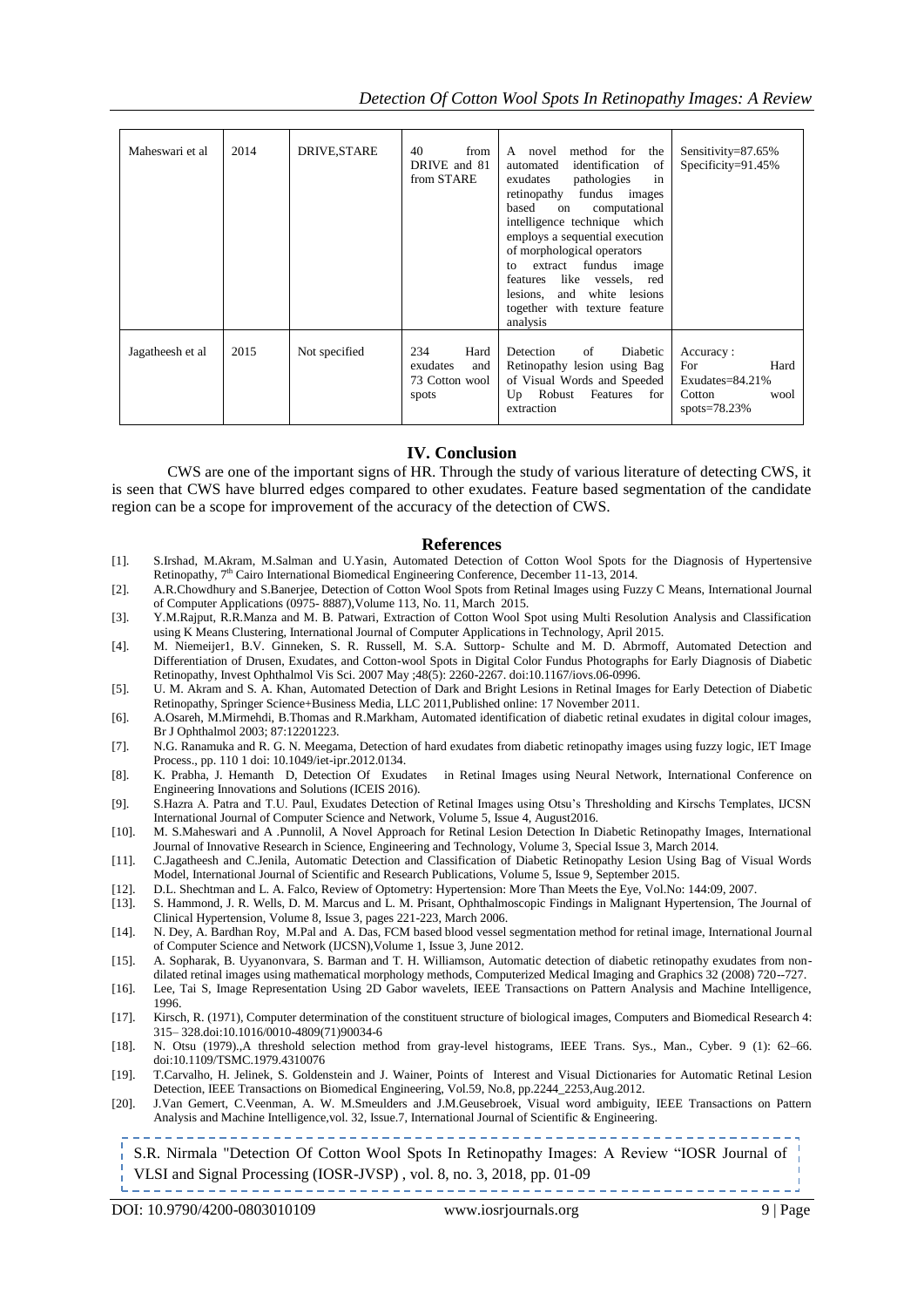| | | | | | |
|---|---|---|---|---|---|
| Maheswari et al | 2014 | DRIVE,STARE | 40 from DRIVE and 81 from STARE | A novel method for the automated identification of exudates pathologies in retinopathy fundus images based on computational intelligence technique which employs a sequential execution of morphological operators to extract fundus image features like vessels, red lesions, and white lesions together with texture feature analysis | Sensitivity=87.65% Specificity=91.45% |
| Jagatheesh et al | 2015 | Not specified | 234 Hard exudates and 73 Cotton wool spots | Detection of Diabetic Retinopathy lesion using Bag of Visual Words and Speeded Up Robust Features for extraction | Accuracy : For Hard Exudates=84.21% Cotton wool spots=78.23% |

## IV. Conclusion

CWS are one of the important signs of HR. Through the study of various literature of detecting CWS, it is seen that CWS have blurred edges compared to other exudates. Feature based segmentation of the candidate region can be a scope for improvement of the accuracy of the detection of CWS.

## References

[1]. S.Irshad, M.Akram, M.Salman and U.Yasin, Automated Detection of Cotton Wool Spots for the Diagnosis of Hypertensive Retinopathy, 7th Cairo International Biomedical Engineering Conference, December 11-13, 2014.

[2]. A.R.Chowdhury and S.Banerjee, Detection of Cotton Wool Spots from Retinal Images using Fuzzy C Means, International Journal of Computer Applications (0975- 8887),Volume 113, No. 11, March 2015.

[3]. Y.M.Rajput, R.R.Manza and M. B. Patwari, Extraction of Cotton Wool Spot using Multi Resolution Analysis and Classification using K Means Clustering, International Journal of Computer Applications in Technology, April 2015.

[4]. M. Niemeijer1, B.V. Ginneken, S. R. Russell, M. S.A. Suttorp- Schulte and M. D. Abrmoff, Automated Detection and Differentiation of Drusen, Exudates, and Cotton-wool Spots in Digital Color Fundus Photographs for Early Diagnosis of Diabetic Retinopathy, Invest Ophthalmol Vis Sci. 2007 May ;48(5): 2260-2267. doi:10.1167/iovs.06-0996.

[5]. U. M. Akram and S. A. Khan, Automated Detection of Dark and Bright Lesions in Retinal Images for Early Detection of Diabetic Retinopathy, Springer Science+Business Media, LLC 2011,Published online: 17 November 2011.

[6]. A.Osareh, M.Mirmehdi, B.Thomas and R.Markham, Automated identification of diabetic retinal exudates in digital colour images, Br J Ophthalmol 2003; 87:12201223.

[7]. N.G. Ranamuka and R. G. N. Meegama, Detection of hard exudates from diabetic retinopathy images using fuzzy logic, IET Image Process., pp. 110 1 doi: 10.1049/iet-ipr.2012.0134.

[8]. K. Prabha, J. Hemanth D, Detection Of Exudates in Retinal Images using Neural Network, International Conference on Engineering Innovations and Solutions (ICEIS 2016).

[9]. S.Hazra A. Patra and T.U. Paul, Exudates Detection of Retinal Images using Otsu's Thresholding and Kirschs Templates, IJCSN International Journal of Computer Science and Network, Volume 5, Issue 4, August2016.

[10]. M. S.Maheswari and A .Punnolil, A Novel Approach for Retinal Lesion Detection In Diabetic Retinopathy Images, International Journal of Innovative Research in Science, Engineering and Technology, Volume 3, Special Issue 3, March 2014.

[11]. C.Jagatheesh and C.Jenila, Automatic Detection and Classification of Diabetic Retinopathy Lesion Using Bag of Visual Words Model, International Journal of Scientific and Research Publications, Volume 5, Issue 9, September 2015.

[12]. D.L. Shechtman and L. A. Falco, Review of Optometry: Hypertension: More Than Meets the Eye, Vol.No: 144:09, 2007.

[13]. S. Hammond, J. R. Wells, D. M. Marcus and L. M. Prisant, Ophthalmoscopic Findings in Malignant Hypertension, The Journal of Clinical Hypertension, Volume 8, Issue 3, pages 221-223, March 2006.

[14]. N. Dey, A. Bardhan Roy, M.Pal and A. Das, FCM based blood vessel segmentation method for retinal image, International Journal of Computer Science and Network (IJCSN),Volume 1, Issue 3, June 2012.

[15]. A. Sopharak, B. Uyyanonvara, S. Barman and T. H. Williamson, Automatic detection of diabetic retinopathy exudates from non-dilated retinal images using mathematical morphology methods, Computerized Medical Imaging and Graphics 32 (2008) 720--727.

[16]. Lee, Tai S, Image Representation Using 2D Gabor wavelets, IEEE Transactions on Pattern Analysis and Machine Intelligence, 1996.

[17]. Kirsch, R. (1971), Computer determination of the constituent structure of biological images, Computers and Biomedical Research 4: 315– 328.doi:10.1016/0010-4809(71)90034-6

[18]. N. Otsu (1979).,A threshold selection method from gray-level histograms, IEEE Trans. Sys., Man., Cyber. 9 (1): 62–66. doi:10.1109/TSMC.1979.4310076

[19]. T.Carvalho, H. Jelinek, S. Goldenstein and J. Wainer, Points of Interest and Visual Dictionaries for Automatic Retinal Lesion Detection, IEEE Transactions on Biomedical Engineering, Vol.59, No.8, pp.2244_2253,Aug.2012.

[20]. J.Van Gemert, C.Veenman, A. W. M.Smeulders and J.M.Geusebroek, Visual word ambiguity, IEEE Transactions on Pattern Analysis and Machine Intelligence,vol. 32, Issue.7, International Journal of Scientific & Engineering.

S.R. Nirmala "Detection Of Cotton Wool Spots In Retinopathy Images: A Review "IOSR Journal of VLSI and Signal Processing (IOSR-JVSP) , vol. 8, no. 3, 2018, pp. 01-09